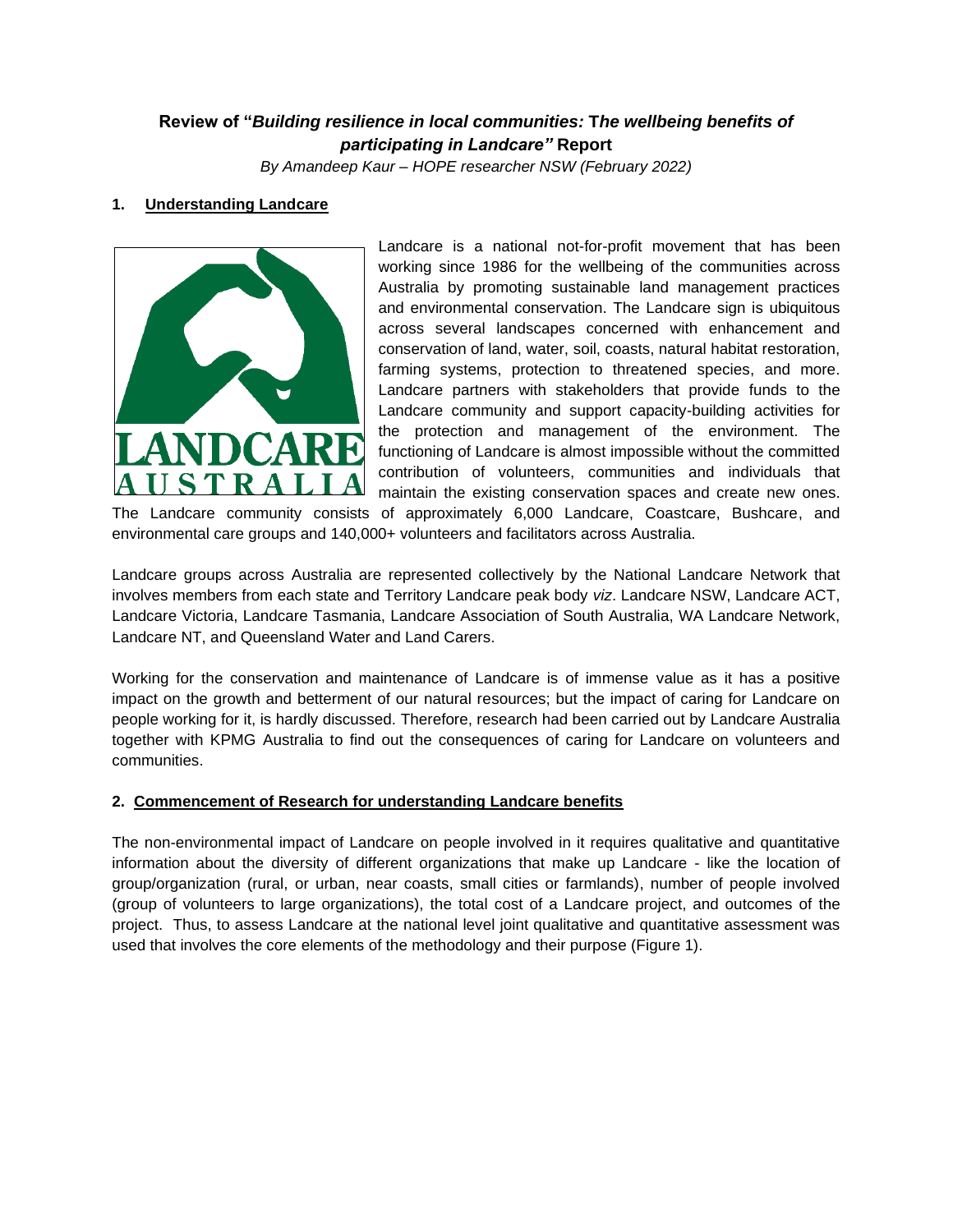## **Review of "*Building resilience in local communities:* The *wellbeing benefits of participating in Landcare"* Report**

*By Amandeep Kaur – HOPE researcher NSW (February 2022)*

### 1. Understanding Landcare

Landcare is a national not-for-profit movement that has been working since 1986 for the wellbeing of the communities across Australia by promoting sustainable land management practices and environmental conservation. The Landcare sign is ubiquitous across several landscapes concerned with enhancement and conservation of land, water, soil, coasts, natural habitat restoration, farming systems, protection to threatened species, and more. Landcare partners with stakeholders that provide funds to the Landcare community and support capacity-building activities for the protection and management of the environment. The functioning of Landcare is almost impossible without the committed contribution of volunteers, communities and individuals that maintain the existing conservation spaces and create new ones. The Landcare community consists of approximately 6,000 Landcare, Coastcare, Bushcare, and environmental care groups and 140,000+ volunteers and facilitators across Australia.

Landcare groups across Australia are represented collectively by the National Landcare Network that involves members from each state and Territory Landcare peak body *viz*. Landcare NSW, Landcare ACT, Landcare Victoria, Landcare Tasmania, Landcare Association of South Australia, WA Landcare Network, Landcare NT, and Queensland Water and Land Carers.

Working for the conservation and maintenance of Landcare is of immense value as it has a positive impact on the growth and betterment of our natural resources; but the impact of caring for Landcare on people working for it, is hardly discussed. Therefore, research had been carried out by Landcare Australia together with KPMG Australia to find out the consequences of caring for Landcare on volunteers and communities.

### 2. Commencement of Research for understanding Landcare benefits

The non-environmental impact of Landcare on people involved in it requires qualitative and quantitative information about the diversity of different organizations that make up Landcare - like the location of group/organization (rural, or urban, near coasts, small cities or farmlands), number of people involved (group of volunteers to large organizations), the total cost of a Landcare project, and outcomes of the project. Thus, to assess Landcare at the national level joint qualitative and quantitative assessment was used that involves the core elements of the methodology and their purpose (Figure 1).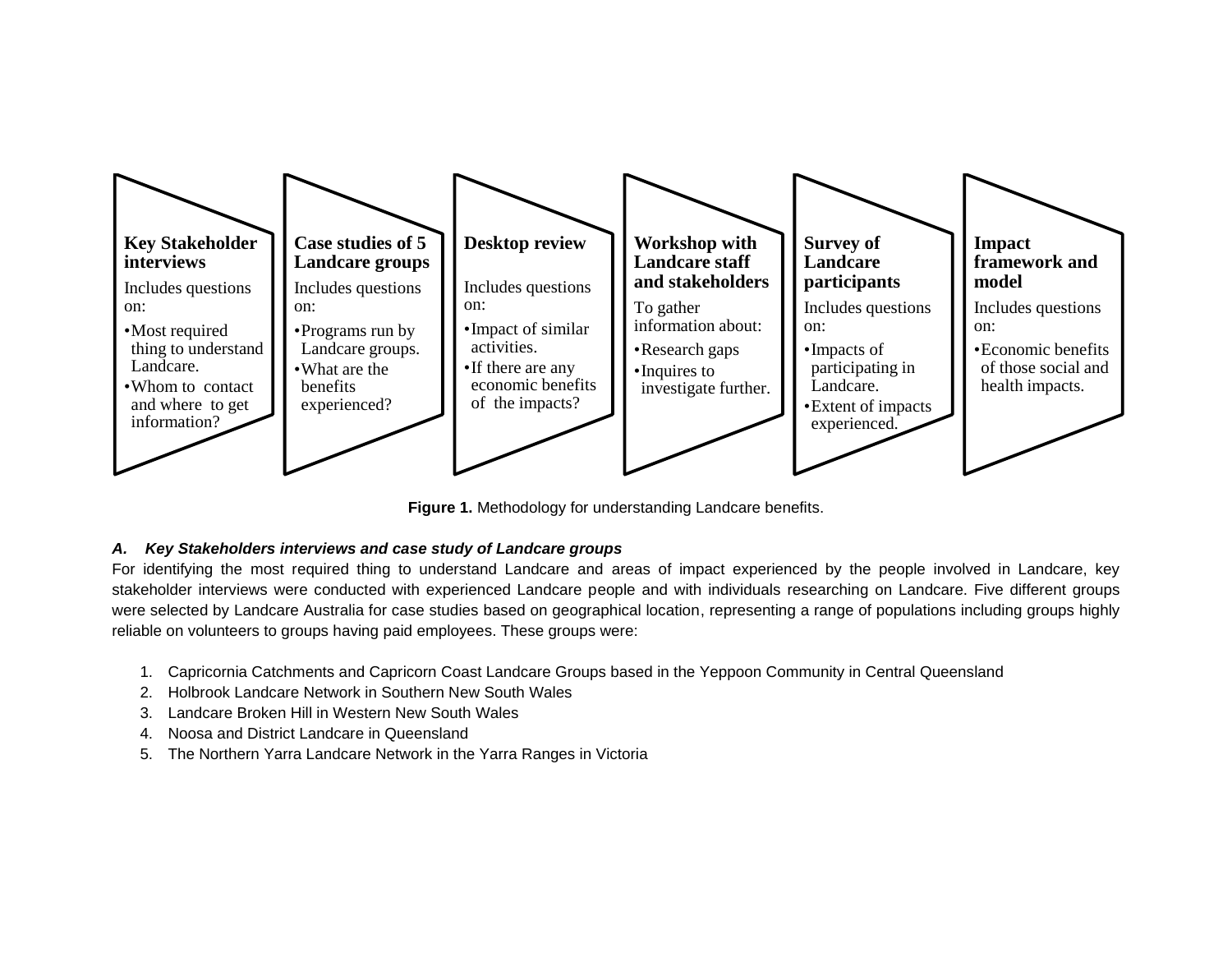**Key Stakeholder interviews**

Includes questions on:

- Most required thing to understand Landcare.
- Whom to contact and where to get information?

**Case studies of 5 Landcare groups**

Includes questions on:

- Programs run by Landcare groups.
- What are the benefits experienced?

**Desktop review**

Includes questions on:

- Impact of similar activities.
- If there are any economic benefits of the impacts?

**Workshop with Landcare staff and stakeholders**

To gather information about:

- Research gaps
- Inquires to investigate further.

**Survey of Landcare participants**

Includes questions on:

- Impacts of participating in Landcare.
- Extent of impacts experienced.

**Impact framework and model**

Includes questions on:

- Economic benefits of those social and health impacts.

**Figure 1.** Methodology for understanding Landcare benefits.

### *A. Key Stakeholders interviews and case study of Landcare groups*

For identifying the most required thing to understand Landcare and areas of impact experienced by the people involved in Landcare, key stakeholder interviews were conducted with experienced Landcare people and with individuals researching on Landcare. Five different groups were selected by Landcare Australia for case studies based on geographical location, representing a range of populations including groups highly reliable on volunteers to groups having paid employees. These groups were:

1. Capricornia Catchments and Capricorn Coast Landcare Groups based in the Yeppoon Community in Central Queensland
2. Holbrook Landcare Network in Southern New South Wales
3. Landcare Broken Hill in Western New South Wales
4. Noosa and District Landcare in Queensland
5. The Northern Yarra Landcare Network in the Yarra Ranges in Victoria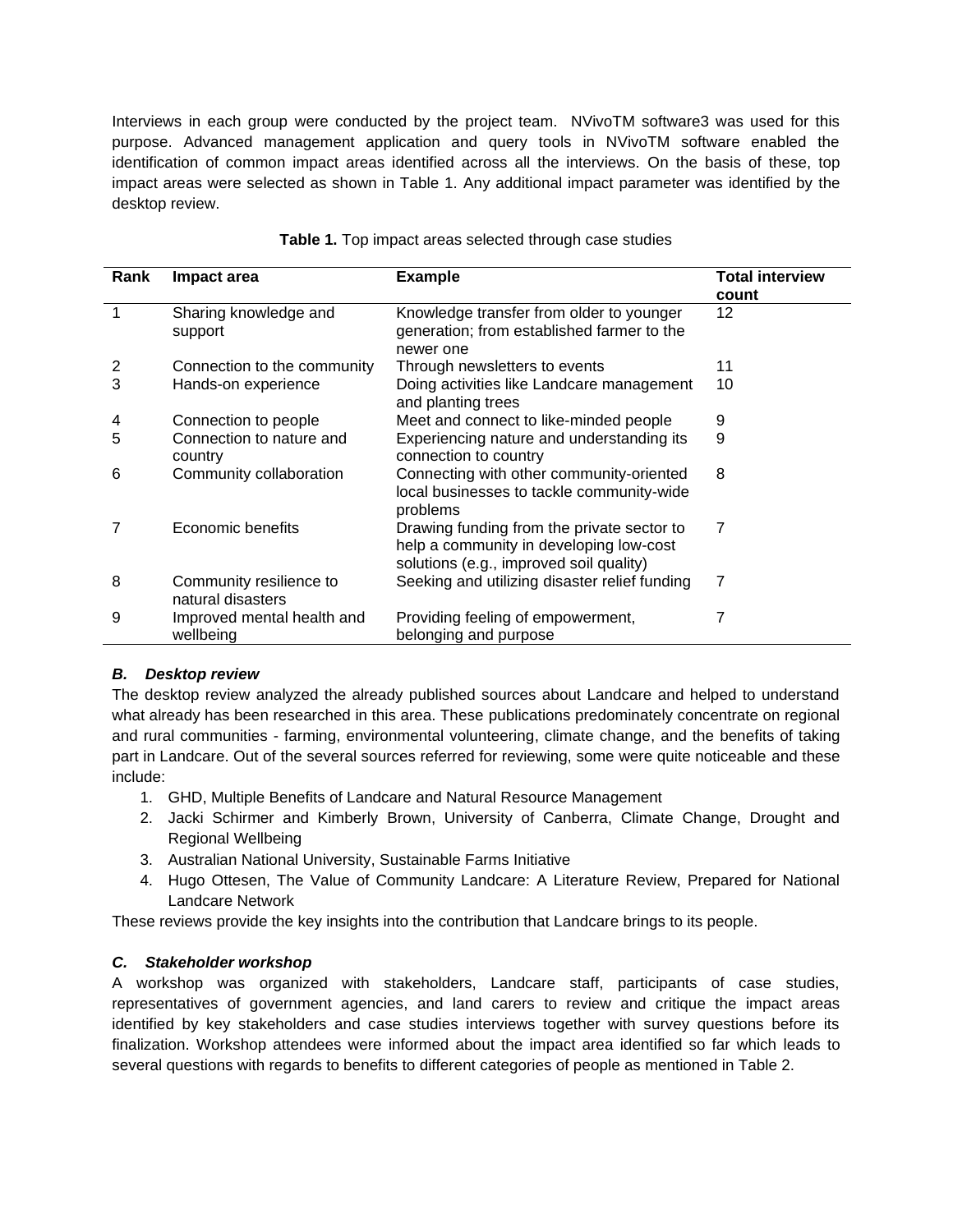Interviews in each group were conducted by the project team. NVivoTM software3 was used for this purpose. Advanced management application and query tools in NVivoTM software enabled the identification of common impact areas identified across all the interviews. On the basis of these, top impact areas were selected as shown in Table 1. Any additional impact parameter was identified by the desktop review.

**Table 1.** Top impact areas selected through case studies

| Rank | Impact area | Example | Total interview count |
|---|---|---|---|
| 1 | Sharing knowledge and support | Knowledge transfer from older to younger generation; from established farmer to the newer one | 12 |
| 2 | Connection to the community | Through newsletters to events | 11 |
| 3 | Hands-on experience | Doing activities like Landcare management and planting trees | 10 |
| 4 | Connection to people | Meet and connect to like-minded people | 9 |
| 5 | Connection to nature and country | Experiencing nature and understanding its connection to country | 9 |
| 6 | Community collaboration | Connecting with other community-oriented local businesses to tackle community-wide problems | 8 |
| 7 | Economic benefits | Drawing funding from the private sector to help a community in developing low-cost solutions (e.g., improved soil quality) | 7 |
| 8 | Community resilience to natural disasters | Seeking and utilizing disaster relief funding | 7 |
| 9 | Improved mental health and wellbeing | Providing feeling of empowerment, belonging and purpose | 7 |

### *B. Desktop review*

The desktop review analyzed the already published sources about Landcare and helped to understand what already has been researched in this area. These publications predominately concentrate on regional and rural communities - farming, environmental volunteering, climate change, and the benefits of taking part in Landcare. Out of the several sources referred for reviewing, some were quite noticeable and these include:

1. GHD, Multiple Benefits of Landcare and Natural Resource Management
2. Jacki Schirmer and Kimberly Brown, University of Canberra, Climate Change, Drought and Regional Wellbeing
3. Australian National University, Sustainable Farms Initiative
4. Hugo Ottesen, The Value of Community Landcare: A Literature Review, Prepared for National Landcare Network

These reviews provide the key insights into the contribution that Landcare brings to its people.

### *C. Stakeholder workshop*

A workshop was organized with stakeholders, Landcare staff, participants of case studies, representatives of government agencies, and land carers to review and critique the impact areas identified by key stakeholders and case studies interviews together with survey questions before its finalization. Workshop attendees were informed about the impact area identified so far which leads to several questions with regards to benefits to different categories of people as mentioned in Table 2.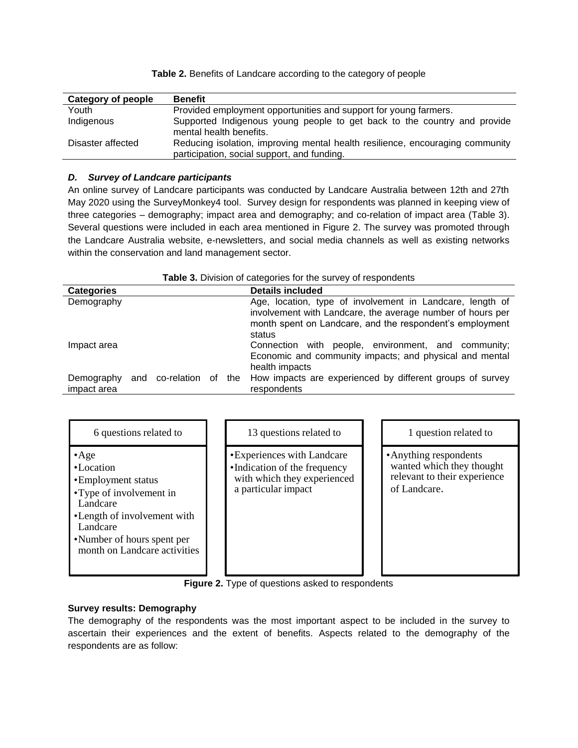**Table 2.** Benefits of Landcare according to the category of people

| Category of people | Benefit |
|---|---|
| Youth | Provided employment opportunities and support for young farmers. |
| Indigenous | Supported Indigenous young people to get back to the country and provide mental health benefits. |
| Disaster affected | Reducing isolation, improving mental health resilience, encouraging community participation, social support, and funding. |

### *D. Survey of Landcare participants*

An online survey of Landcare participants was conducted by Landcare Australia between 12th and 27th May 2020 using the SurveyMonkey4 tool. Survey design for respondents was planned in keeping view of three categories – demography; impact area and demography; and co-relation of impact area (Table 3). Several questions were included in each area mentioned in Figure 2. The survey was promoted through the Landcare Australia website, e-newsletters, and social media channels as well as existing networks within the conservation and land management sector.

**Table 3.** Division of categories for the survey of respondents

| Categories | Details included |
|---|---|
| Demography | Age, location, type of involvement in Landcare, length of involvement with Landcare, the average number of hours per month spent on Landcare, and the respondent's employment status |
| Impact area | Connection with people, environment, and community; Economic and community impacts; and physical and mental health impacts |
| Demography and co-relation of the impact area | How impacts are experienced by different groups of survey respondents |

| 6 questions related to | 13 questions related to | 1 question related to |
|---|---|---|
| • Age<br>• Location<br>• Employment status<br>• Type of involvement in Landcare<br>• Length of involvement with Landcare<br>• Number of hours spent per month on Landcare activities | • Experiences with Landcare<br>• Indication of the frequency with which they experienced a particular impact | • Anything respondents wanted which they thought relevant to their experience of Landcare. |

**Figure 2.** Type of questions asked to respondents

**Survey results: Demography**

The demography of the respondents was the most important aspect to be included in the survey to ascertain their experiences and the extent of benefits. Aspects related to the demography of the respondents are as follow: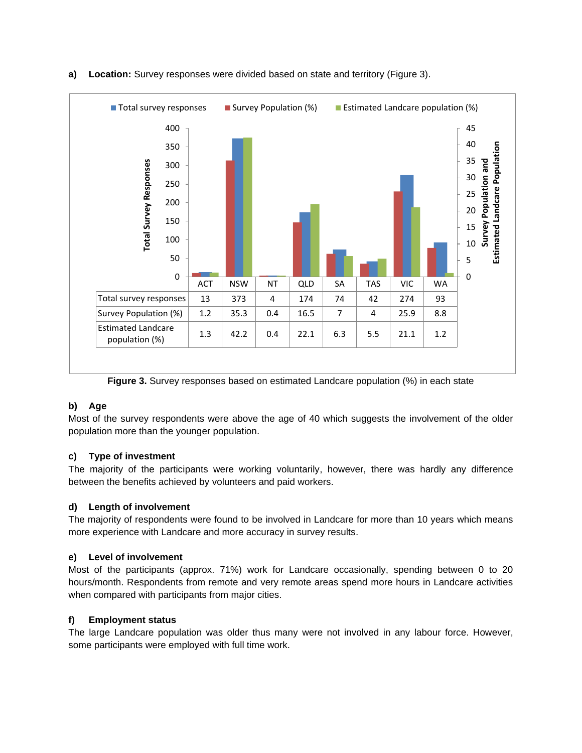**a) Location:** Survey responses were divided based on state and territory (Figure 3).

| | ACT | NSW | NT | QLD | SA | TAS | VIC | WA |
|---|---|---|---|---|---|---|---|---|
| Total survey responses | 13 | 373 | 4 | 174 | 74 | 42 | 274 | 93 |
| Survey Population (%) | 1.2 | 35.3 | 0.4 | 16.5 | 7 | 4 | 25.9 | 8.8 |
| Estimated Landcare population (%) | 1.3 | 42.2 | 0.4 | 22.1 | 6.3 | 5.5 | 21.1 | 1.2 |

**Figure 3.** Survey responses based on estimated Landcare population (%) in each state

**b) Age**

Most of the survey respondents were above the age of 40 which suggests the involvement of the older population more than the younger population.

**c) Type of investment**

The majority of the participants were working voluntarily, however, there was hardly any difference between the benefits achieved by volunteers and paid workers.

**d) Length of involvement**

The majority of respondents were found to be involved in Landcare for more than 10 years which means more experience with Landcare and more accuracy in survey results.

**e) Level of involvement**

Most of the participants (approx. 71%) work for Landcare occasionally, spending between 0 to 20 hours/month. Respondents from remote and very remote areas spend more hours in Landcare activities when compared with participants from major cities.

**f) Employment status**

The large Landcare population was older thus many were not involved in any labour force. However, some participants were employed with full time work.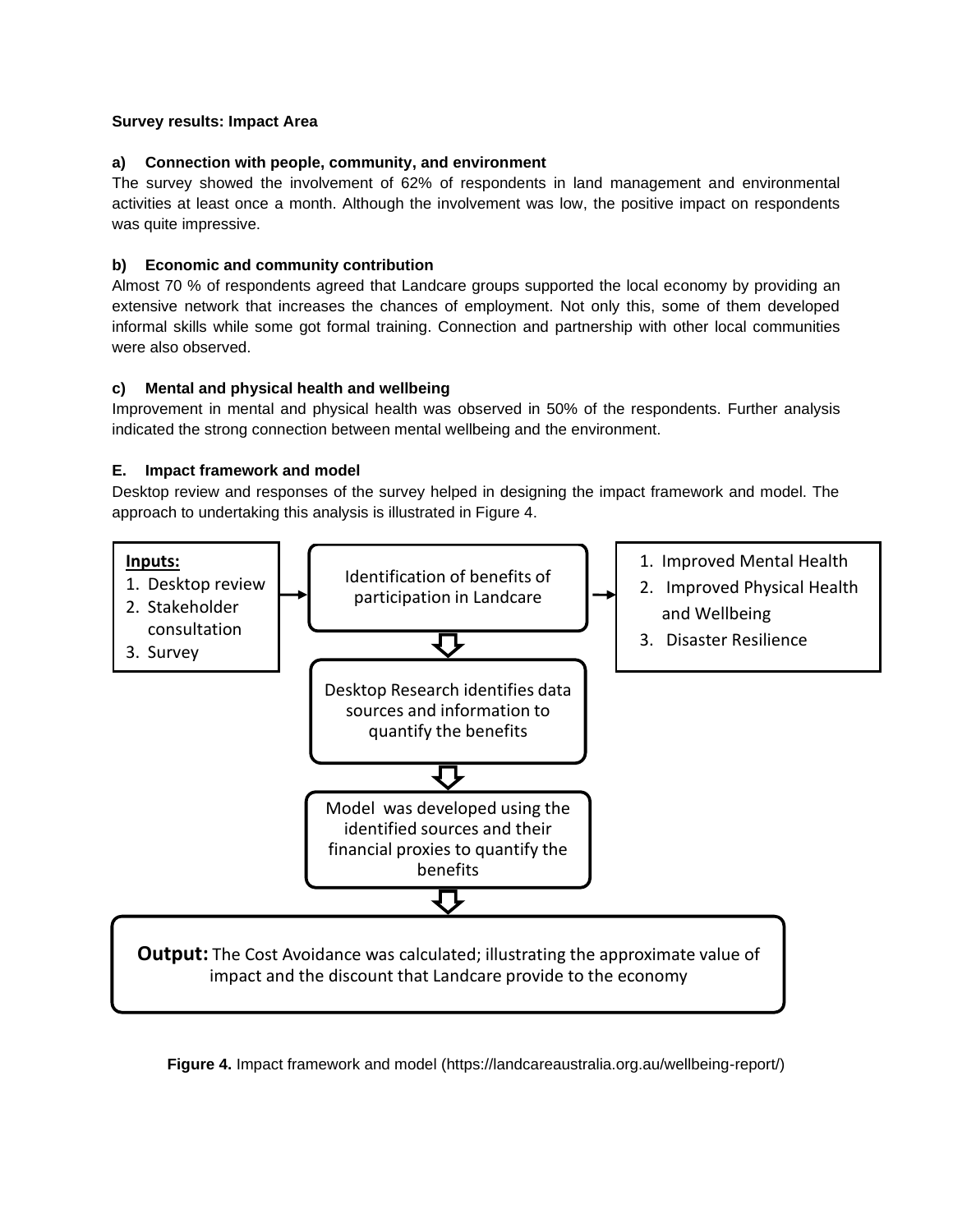**Survey results: Impact Area**

**a) Connection with people, community, and environment**

The survey showed the involvement of 62% of respondents in land management and environmental activities at least once a month. Although the involvement was low, the positive impact on respondents was quite impressive.

**b) Economic and community contribution**

Almost 70 % of respondents agreed that Landcare groups supported the local economy by providing an extensive network that increases the chances of employment. Not only this, some of them developed informal skills while some got formal training. Connection and partnership with other local communities were also observed.

**c) Mental and physical health and wellbeing**

Improvement in mental and physical health was observed in 50% of the respondents. Further analysis indicated the strong connection between mental wellbeing and the environment.

**E. Impact framework and model**

Desktop review and responses of the survey helped in designing the impact framework and model. The approach to undertaking this analysis is illustrated in Figure 4.

**Inputs:**
1. Desktop review
2. Stakeholder consultation
3. Survey

→ Identification of benefits of participation in Landcare →

1. Improved Mental Health
2. Improved Physical Health and Wellbeing
3. Disaster Resilience

↓

Desktop Research identifies data sources and information to quantify the benefits

↓

Model was developed using the identified sources and their financial proxies to quantify the benefits

↓

**Output:** The Cost Avoidance was calculated; illustrating the approximate value of impact and the discount that Landcare provide to the economy

**Figure 4.** Impact framework and model (https://landcareaustralia.org.au/wellbeing-report/)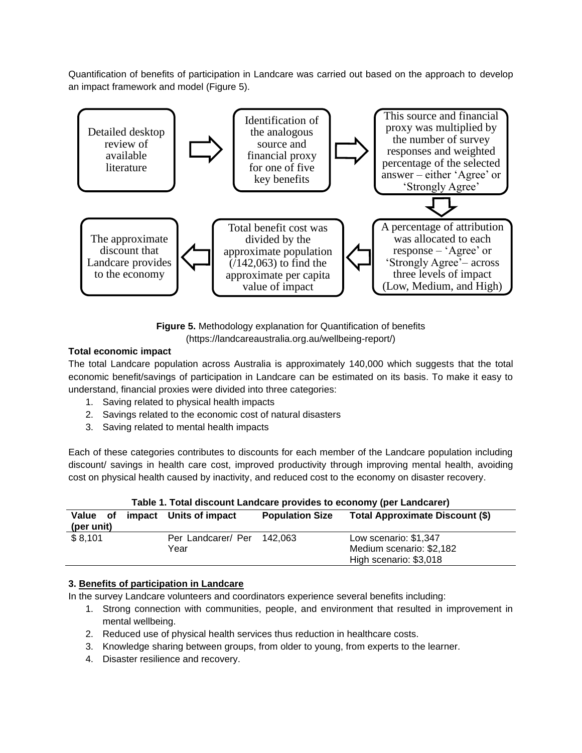Quantification of benefits of participation in Landcare was carried out based on the approach to develop an impact framework and model (Figure 5).

Detailed desktop review of available literature → Identification of the analogous source and financial proxy for one of five key benefits → This source and financial proxy was multiplied by the number of survey responses and weighted percentage of the selected answer – either 'Agree' or 'Strongly Agree' → A percentage of attribution was allocated to each response – 'Agree' or 'Strongly Agree'– across three levels of impact (Low, Medium, and High) → Total benefit cost was divided by the approximate population (/142,063) to find the approximate per capita value of impact → The approximate discount that Landcare provides to the economy

**Figure 5.** Methodology explanation for Quantification of benefits (https://landcareaustralia.org.au/wellbeing-report/)

**Total economic impact**

The total Landcare population across Australia is approximately 140,000 which suggests that the total economic benefit/savings of participation in Landcare can be estimated on its basis. To make it easy to understand, financial proxies were divided into three categories:

1. Saving related to physical health impacts
2. Savings related to the economic cost of natural disasters
3. Saving related to mental health impacts

Each of these categories contributes to discounts for each member of the Landcare population including discount/ savings in health care cost, improved productivity through improving mental health, avoiding cost on physical health caused by inactivity, and reduced cost to the economy on disaster recovery.

**Table 1. Total discount Landcare provides to economy (per Landcarer)**

| Value of impact (per unit) | Units of impact | Population Size | Total Approximate Discount ($) |
|---|---|---|---|
| $ 8,101 | Per Landcarer/ Per Year | 142,063 | Low scenario: $1,347<br>Medium scenario: $2,182<br>High scenario: $3,018 |

**3. Benefits of participation in Landcare**

In the survey Landcare volunteers and coordinators experience several benefits including:

1. Strong connection with communities, people, and environment that resulted in improvement in mental wellbeing.
2. Reduced use of physical health services thus reduction in healthcare costs.
3. Knowledge sharing between groups, from older to young, from experts to the learner.
4. Disaster resilience and recovery.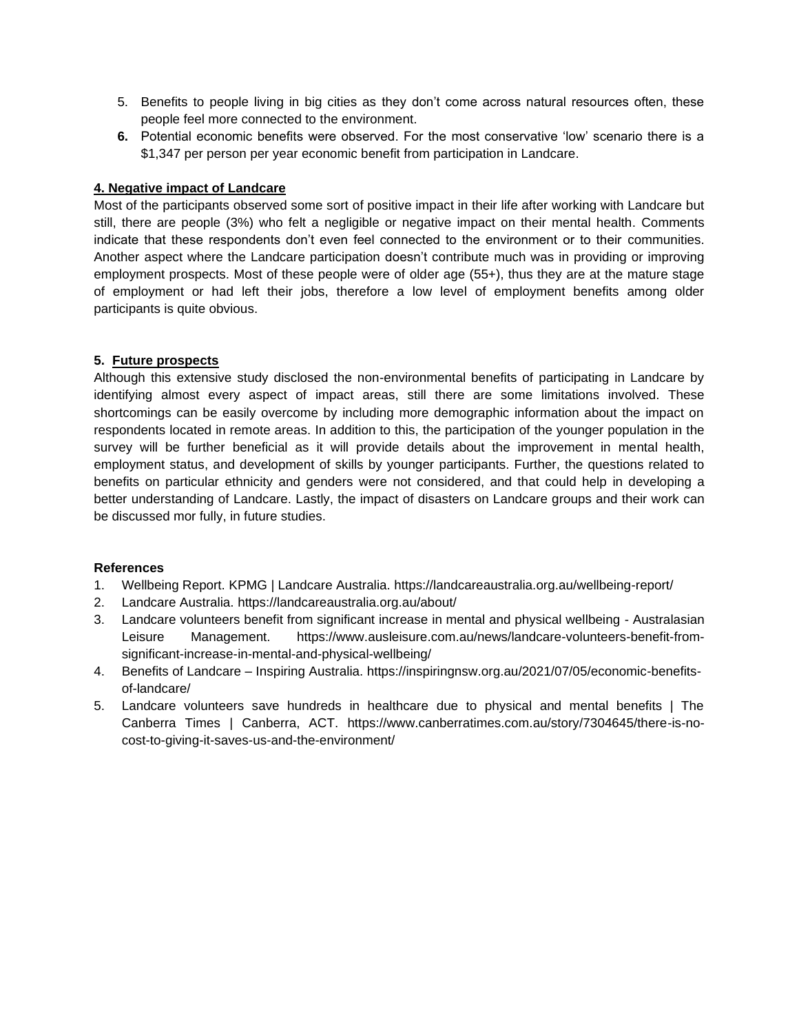5. Benefits to people living in big cities as they don't come across natural resources often, these people feel more connected to the environment.
6. Potential economic benefits were observed. For the most conservative 'low' scenario there is a $1,347 per person per year economic benefit from participation in Landcare.

## 4. Negative impact of Landcare

Most of the participants observed some sort of positive impact in their life after working with Landcare but still, there are people (3%) who felt a negligible or negative impact on their mental health. Comments indicate that these respondents don't even feel connected to the environment or to their communities. Another aspect where the Landcare participation doesn't contribute much was in providing or improving employment prospects. Most of these people were of older age (55+), thus they are at the mature stage of employment or had left their jobs, therefore a low level of employment benefits among older participants is quite obvious.

## 5. Future prospects

Although this extensive study disclosed the non-environmental benefits of participating in Landcare by identifying almost every aspect of impact areas, still there are some limitations involved. These shortcomings can be easily overcome by including more demographic information about the impact on respondents located in remote areas. In addition to this, the participation of the younger population in the survey will be further beneficial as it will provide details about the improvement in mental health, employment status, and development of skills by younger participants. Further, the questions related to benefits on particular ethnicity and genders were not considered, and that could help in developing a better understanding of Landcare. Lastly, the impact of disasters on Landcare groups and their work can be discussed mor fully, in future studies.

## References

1. Wellbeing Report. KPMG | Landcare Australia. https://landcareaustralia.org.au/wellbeing-report/
2. Landcare Australia. https://landcareaustralia.org.au/about/
3. Landcare volunteers benefit from significant increase in mental and physical wellbeing - Australasian Leisure Management. https://www.ausleisure.com.au/news/landcare-volunteers-benefit-from-significant-increase-in-mental-and-physical-wellbeing/
4. Benefits of Landcare – Inspiring Australia. https://inspiringnsw.org.au/2021/07/05/economic-benefits-of-landcare/
5. Landcare volunteers save hundreds in healthcare due to physical and mental benefits | The Canberra Times | Canberra, ACT. https://www.canberratimes.com.au/story/7304645/there-is-no-cost-to-giving-it-saves-us-and-the-environment/